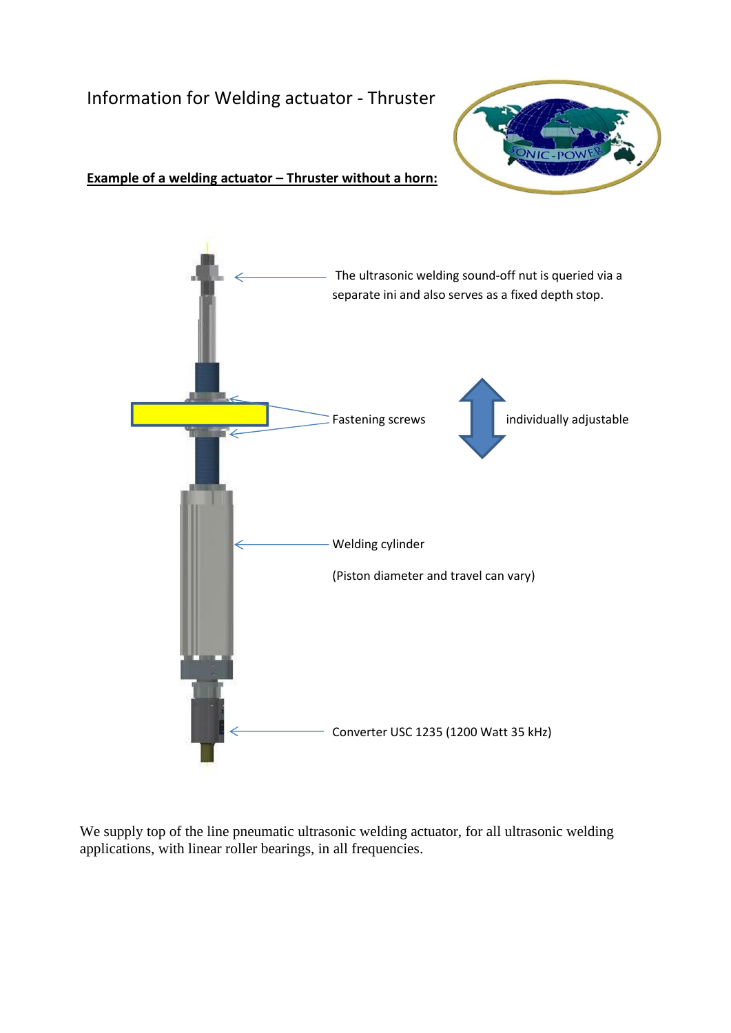# Information for Welding actuator - Thruster

**Example of a welding actuator – Thruster without a horn:**

The ultrasonic welding sound-off nut is queried via a separate ini and also serves as a fixed depth stop.

Fastening screws

individually adjustable

Welding cylinder

(Piston diameter and travel can vary)

Converter USC 1235 (1200 Watt 35 kHz)

We supply top of the line pneumatic ultrasonic welding actuator, for all ultrasonic welding applications, with linear roller bearings, in all frequencies.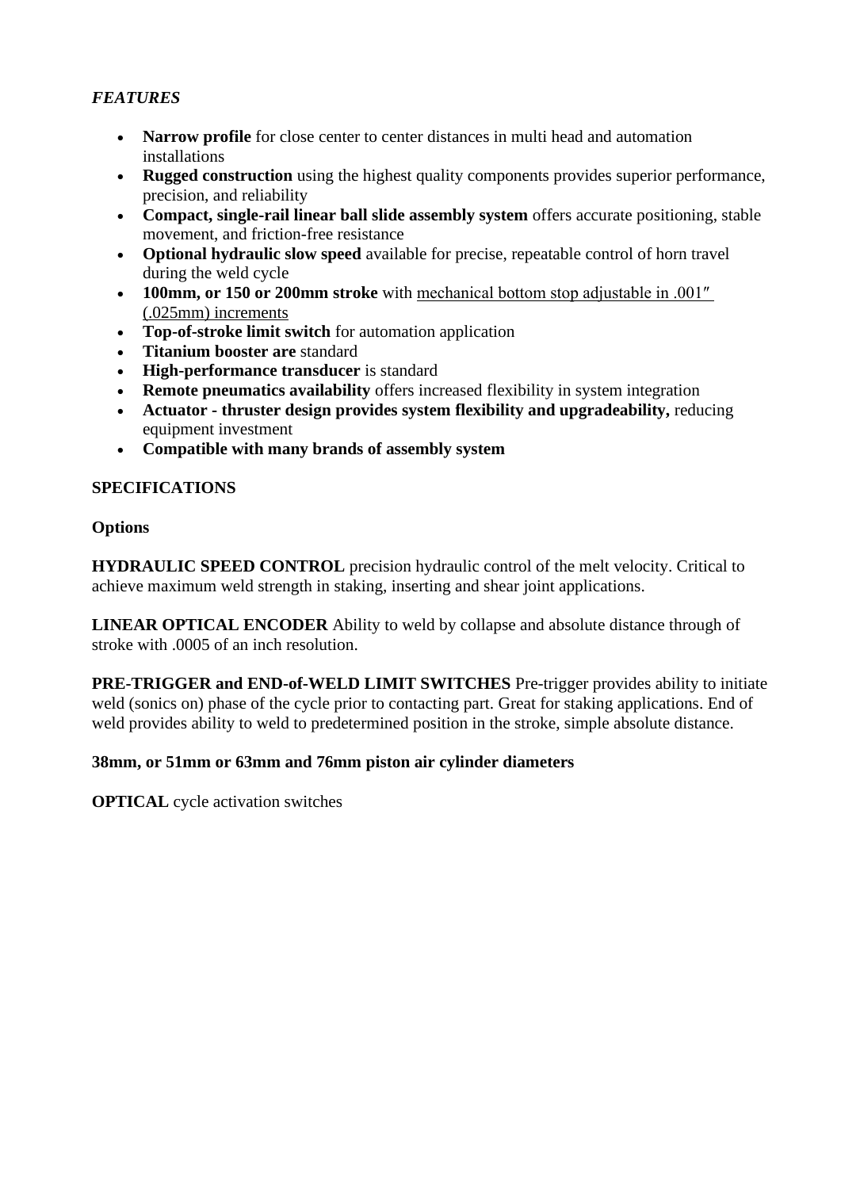*FEATURES*

- **Narrow profile** for close center to center distances in multi head and automation installations
- **Rugged construction** using the highest quality components provides superior performance, precision, and reliability
- **Compact, single-rail linear ball slide assembly system** offers accurate positioning, stable movement, and friction-free resistance
- **Optional hydraulic slow speed** available for precise, repeatable control of horn travel during the weld cycle
- **100mm, or 150 or 200mm stroke** with mechanical bottom stop adjustable in .001″ (.025mm) increments
- **Top-of-stroke limit switch** for automation application
- **Titanium booster are** standard
- **High-performance transducer** is standard
- **Remote pneumatics availability** offers increased flexibility in system integration
- **Actuator - thruster design provides system flexibility and upgradeability,** reducing equipment investment
- **Compatible with many brands of assembly system**

**SPECIFICATIONS**

**Options**

**HYDRAULIC SPEED CONTROL** precision hydraulic control of the melt velocity. Critical to achieve maximum weld strength in staking, inserting and shear joint applications.

**LINEAR OPTICAL ENCODER** Ability to weld by collapse and absolute distance through of stroke with .0005 of an inch resolution.

**PRE-TRIGGER and END-of-WELD LIMIT SWITCHES** Pre-trigger provides ability to initiate weld (sonics on) phase of the cycle prior to contacting part. Great for staking applications. End of weld provides ability to weld to predetermined position in the stroke, simple absolute distance.

**38mm, or 51mm or 63mm and 76mm piston air cylinder diameters**

**OPTICAL** cycle activation switches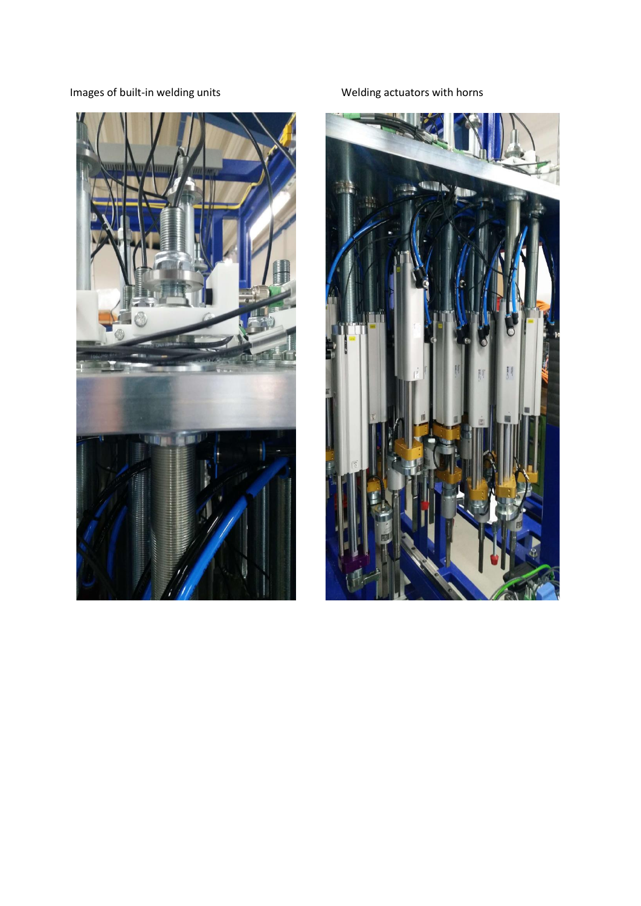Images of built-in welding units

Welding actuators with horns